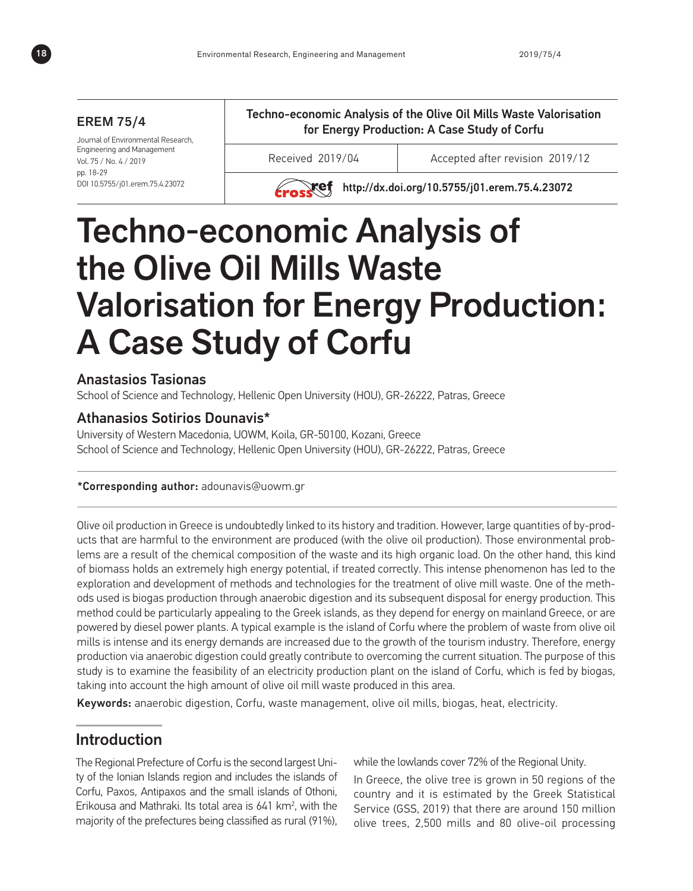**EREM 75/4**

Journal of Environmental Research, Engineering and Management
Vol. 75 / No. 4 / 2019
pp. 18-29
DOI 10.5755/j01.erem.75.4.23072

Techno-economic Analysis of the Olive Oil Mills Waste Valorisation for Energy Production: A Case Study of Corfu

Received 2019/04 | Accepted after revision 2019/12

http://dx.doi.org/10.5755/j01.erem.75.4.23072

# Techno-economic Analysis of the Olive Oil Mills Waste Valorisation for Energy Production: A Case Study of Corfu

### Anastasios Tasionas

School of Science and Technology, Hellenic Open University (HOU), GR-26222, Patras, Greece

### Athanasios Sotirios Dounavis*

University of Western Macedonia, UOWM, Koila, GR-50100, Kozani, Greece
School of Science and Technology, Hellenic Open University (HOU), GR-26222, Patras, Greece

**\*Corresponding author:** adounavis@uowm.gr

Olive oil production in Greece is undoubtedly linked to its history and tradition. However, large quantities of by-products that are harmful to the environment are produced (with the olive oil production). Those environmental problems are a result of the chemical composition of the waste and its high organic load. On the other hand, this kind of biomass holds an extremely high energy potential, if treated correctly. This intense phenomenon has led to the exploration and development of methods and technologies for the treatment of olive mill waste. One of the methods used is biogas production through anaerobic digestion and its subsequent disposal for energy production. This method could be particularly appealing to the Greek islands, as they depend for energy on mainland Greece, or are powered by diesel power plants. A typical example is the island of Corfu where the problem of waste from olive oil mills is intense and its energy demands are increased due to the growth of the tourism industry. Therefore, energy production via anaerobic digestion could greatly contribute to overcoming the current situation. The purpose of this study is to examine the feasibility of an electricity production plant on the island of Corfu, which is fed by biogas, taking into account the high amount of olive oil mill waste produced in this area.

**Keywords:** anaerobic digestion, Corfu, waste management, olive oil mills, biogas, heat, electricity.

## Introduction

The Regional Prefecture of Corfu is the second largest Unity of the Ionian Islands region and includes the islands of Corfu, Paxos, Antipaxos and the small islands of Othoni, Erikousa and Mathraki. Its total area is 641 km$^2$, with the majority of the prefectures being classified as rural (91%), while the lowlands cover 72% of the Regional Unity.

In Greece, the olive tree is grown in 50 regions of the country and it is estimated by the Greek Statistical Service (GSS, 2019) that there are around 150 million olive trees, 2,500 mills and 80 olive-oil processing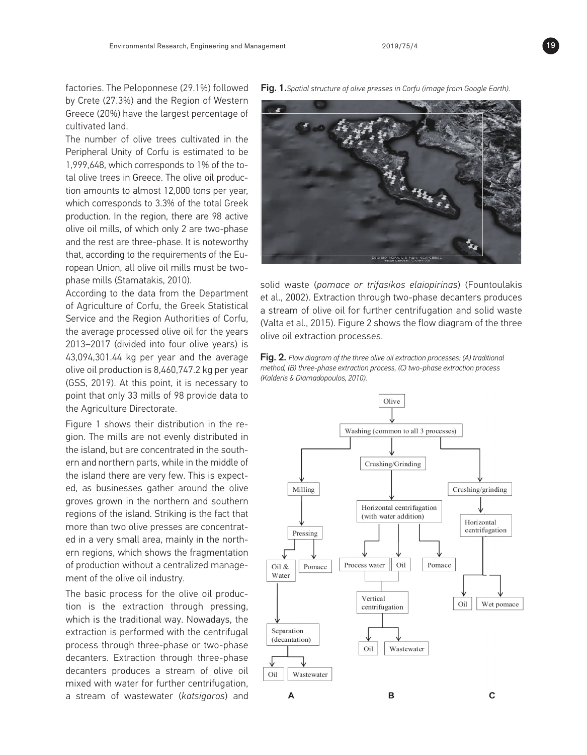factories. The Peloponnese (29.1%) followed by Crete (27.3%) and the Region of Western Greece (20%) have the largest percentage of cultivated land.

The number of olive trees cultivated in the Peripheral Unity of Corfu is estimated to be 1,999,648, which corresponds to 1% of the total olive trees in Greece. The olive oil production amounts to almost 12,000 tons per year, which corresponds to 3.3% of the total Greek production. In the region, there are 98 active olive oil mills, of which only 2 are two-phase and the rest are three-phase. It is noteworthy that, according to the requirements of the European Union, all olive oil mills must be two-phase mills (Stamatakis, 2010).

According to the data from the Department of Agriculture of Corfu, the Greek Statistical Service and the Region Authorities of Corfu, the average processed olive oil for the years 2013–2017 (divided into four olive years) is 43,094,301.44 kg per year and the average olive oil production is 8,460,747.2 kg per year (GSS, 2019). At this point, it is necessary to point that only 33 mills of 98 provide data to the Agriculture Directorate.

Figure 1 shows their distribution in the region. The mills are not evenly distributed in the island, but are concentrated in the southern and northern parts, while in the middle of the island there are very few. This is expected, as businesses gather around the olive groves grown in the northern and southern regions of the island. Striking is the fact that more than two olive presses are concentrated in a very small area, mainly in the northern regions, which shows the fragmentation of production without a centralized management of the olive oil industry.

The basic process for the olive oil production is the extraction through pressing, which is the traditional way. Nowadays, the extraction is performed with the centrifugal process through three-phase or two-phase decanters. Extraction through three-phase decanters produces a stream of olive oil mixed with water for further centrifugation, a stream of wastewater (*katsigaros*) and solid waste (*pomace or trifasikos elaiopirinas*) (Fountoulakis et al., 2002). Extraction through two-phase decanters produces a stream of olive oil for further centrifugation and solid waste (Valta et al., 2015). Figure 2 shows the flow diagram of the three olive oil extraction processes.

**Fig. 1.** *Spatial structure of olive presses in Corfu (image from Google Earth).*

**Fig. 2.** *Flow diagram of the three olive oil extraction processes: (A) traditional method, (B) three-phase extraction process, (C) two-phase extraction process (Kalderis & Diamadopoulos, 2010).*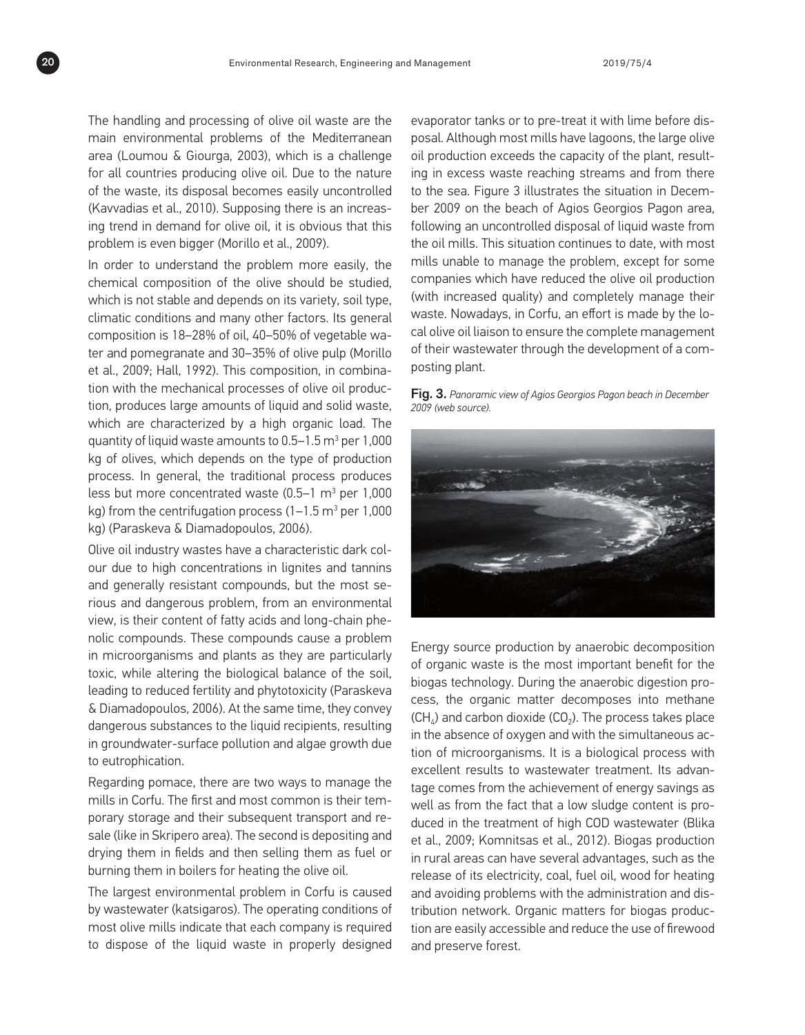The handling and processing of olive oil waste are the main environmental problems of the Mediterranean area (Loumou & Giourga, 2003), which is a challenge for all countries producing olive oil. Due to the nature of the waste, its disposal becomes easily uncontrolled (Kavvadias et al., 2010). Supposing there is an increasing trend in demand for olive oil, it is obvious that this problem is even bigger (Morillo et al., 2009).

In order to understand the problem more easily, the chemical composition of the olive should be studied, which is not stable and depends on its variety, soil type, climatic conditions and many other factors. Its general composition is 18–28% of oil, 40–50% of vegetable water and pomegranate and 30–35% of olive pulp (Morillo et al., 2009; Hall, 1992). This composition, in combination with the mechanical processes of olive oil production, produces large amounts of liquid and solid waste, which are characterized by a high organic load. The quantity of liquid waste amounts to 0.5–1.5 $m^3$ per 1,000 kg of olives, which depends on the type of production process. In general, the traditional process produces less but more concentrated waste (0.5–1 $m^3$ per 1,000 kg) from the centrifugation process (1–1.5 $m^3$ per 1,000 kg) (Paraskeva & Diamadopoulos, 2006).

Olive oil industry wastes have a characteristic dark colour due to high concentrations in lignites and tannins and generally resistant compounds, but the most serious and dangerous problem, from an environmental view, is their content of fatty acids and long-chain phenolic compounds. These compounds cause a problem in microorganisms and plants as they are particularly toxic, while altering the biological balance of the soil, leading to reduced fertility and phytotoxicity (Paraskeva & Diamadopoulos, 2006). At the same time, they convey dangerous substances to the liquid recipients, resulting in groundwater-surface pollution and algae growth due to eutrophication.

Regarding pomace, there are two ways to manage the mills in Corfu. The first and most common is their temporary storage and their subsequent transport and resale (like in Skripero area). The second is depositing and drying them in fields and then selling them as fuel or burning them in boilers for heating the olive oil.

The largest environmental problem in Corfu is caused by wastewater (katsigaros). The operating conditions of most olive mills indicate that each company is required to dispose of the liquid waste in properly designed evaporator tanks or to pre-treat it with lime before disposal. Although most mills have lagoons, the large olive oil production exceeds the capacity of the plant, resulting in excess waste reaching streams and from there to the sea. Figure 3 illustrates the situation in December 2009 on the beach of Agios Georgios Pagon area, following an uncontrolled disposal of liquid waste from the oil mills. This situation continues to date, with most mills unable to manage the problem, except for some companies which have reduced the olive oil production (with increased quality) and completely manage their waste. Nowadays, in Corfu, an effort is made by the local olive oil liaison to ensure the complete management of their wastewater through the development of a composting plant.

**Fig. 3.** *Panoramic view of Agios Georgios Pagon beach in December 2009 (web source).*

Energy source production by anaerobic decomposition of organic waste is the most important benefit for the biogas technology. During the anaerobic digestion process, the organic matter decomposes into methane ($CH_4$) and carbon dioxide ($CO_2$). The process takes place in the absence of oxygen and with the simultaneous action of microorganisms. It is a biological process with excellent results to wastewater treatment. Its advantage comes from the achievement of energy savings as well as from the fact that a low sludge content is produced in the treatment of high COD wastewater (Blika et al., 2009; Komnitsas et al., 2012). Biogas production in rural areas can have several advantages, such as the release of its electricity, coal, fuel oil, wood for heating and avoiding problems with the administration and distribution network. Organic matters for biogas production are easily accessible and reduce the use of firewood and preserve forest.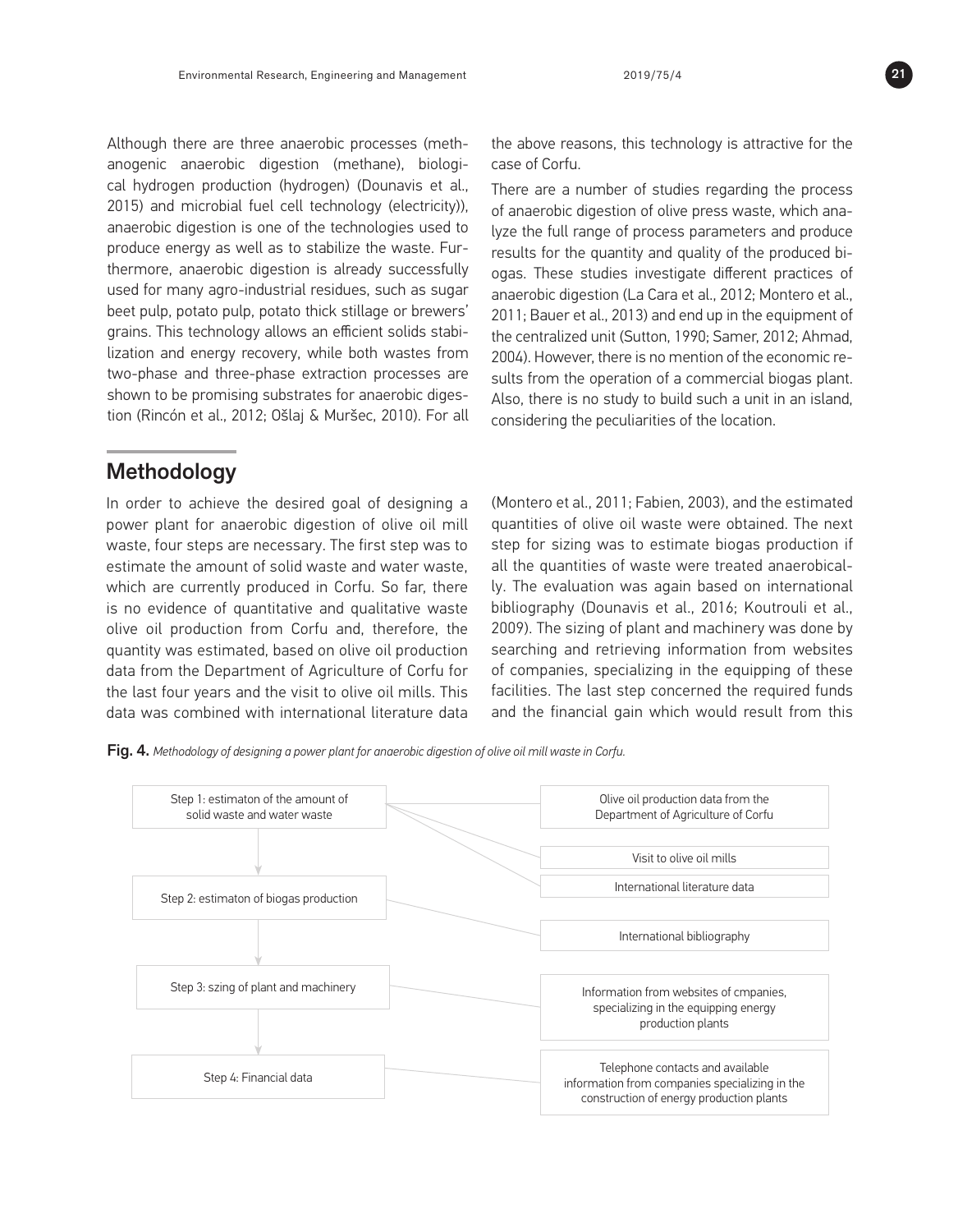Although there are three anaerobic processes (methanogenic anaerobic digestion (methane), biological hydrogen production (hydrogen) (Dounavis et al., 2015) and microbial fuel cell technology (electricity)), anaerobic digestion is one of the technologies used to produce energy as well as to stabilize the waste. Furthermore, anaerobic digestion is already successfully used for many agro-industrial residues, such as sugar beet pulp, potato pulp, potato thick stillage or brewers' grains. This technology allows an efficient solids stabilization and energy recovery, while both wastes from two-phase and three-phase extraction processes are shown to be promising substrates for anaerobic digestion (Rincón et al., 2012; Ošlaj & Muršec, 2010). For all the above reasons, this technology is attractive for the case of Corfu.

There are a number of studies regarding the process of anaerobic digestion of olive press waste, which analyze the full range of process parameters and produce results for the quantity and quality of the produced biogas. These studies investigate different practices of anaerobic digestion (La Cara et al., 2012; Montero et al., 2011; Bauer et al., 2013) and end up in the equipment of the centralized unit (Sutton, 1990; Samer, 2012; Ahmad, 2004). However, there is no mention of the economic results from the operation of a commercial biogas plant. Also, there is no study to build such a unit in an island, considering the peculiarities of the location.

## Methodology

In order to achieve the desired goal of designing a power plant for anaerobic digestion of olive oil mill waste, four steps are necessary. The first step was to estimate the amount of solid waste and water waste, which are currently produced in Corfu. So far, there is no evidence of quantitative and qualitative waste olive oil production from Corfu and, therefore, the quantity was estimated, based on olive oil production data from the Department of Agriculture of Corfu for the last four years and the visit to olive oil mills. This data was combined with international literature data (Montero et al., 2011; Fabien, 2003), and the estimated quantities of olive oil waste were obtained. The next step for sizing was to estimate biogas production if all the quantities of waste were treated anaerobically. The evaluation was again based on international bibliography (Dounavis et al., 2016; Koutrouli et al., 2009). The sizing of plant and machinery was done by searching and retrieving information from websites of companies, specializing in the equipping of these facilities. The last step concerned the required funds and the financial gain which would result from this

**Fig. 4.** *Methodology of designing a power plant for anaerobic digestion of olive oil mill waste in Corfu.*

| Step | Data sources |
|---|---|
| Step 1: estimaton of the amount of solid waste and water waste | Olive oil production data from the Department of Agriculture of Corfu; Visit to olive oil mills; International literature data |
| Step 2: estimaton of biogas production | International bibliography |
| Step 3: szing of plant and machinery | Information from websites of cmpanies, specializing in the equipping energy production plants |
| Step 4: Financial data | Telephone contacts and available information from companies specializing in the construction of energy production plants |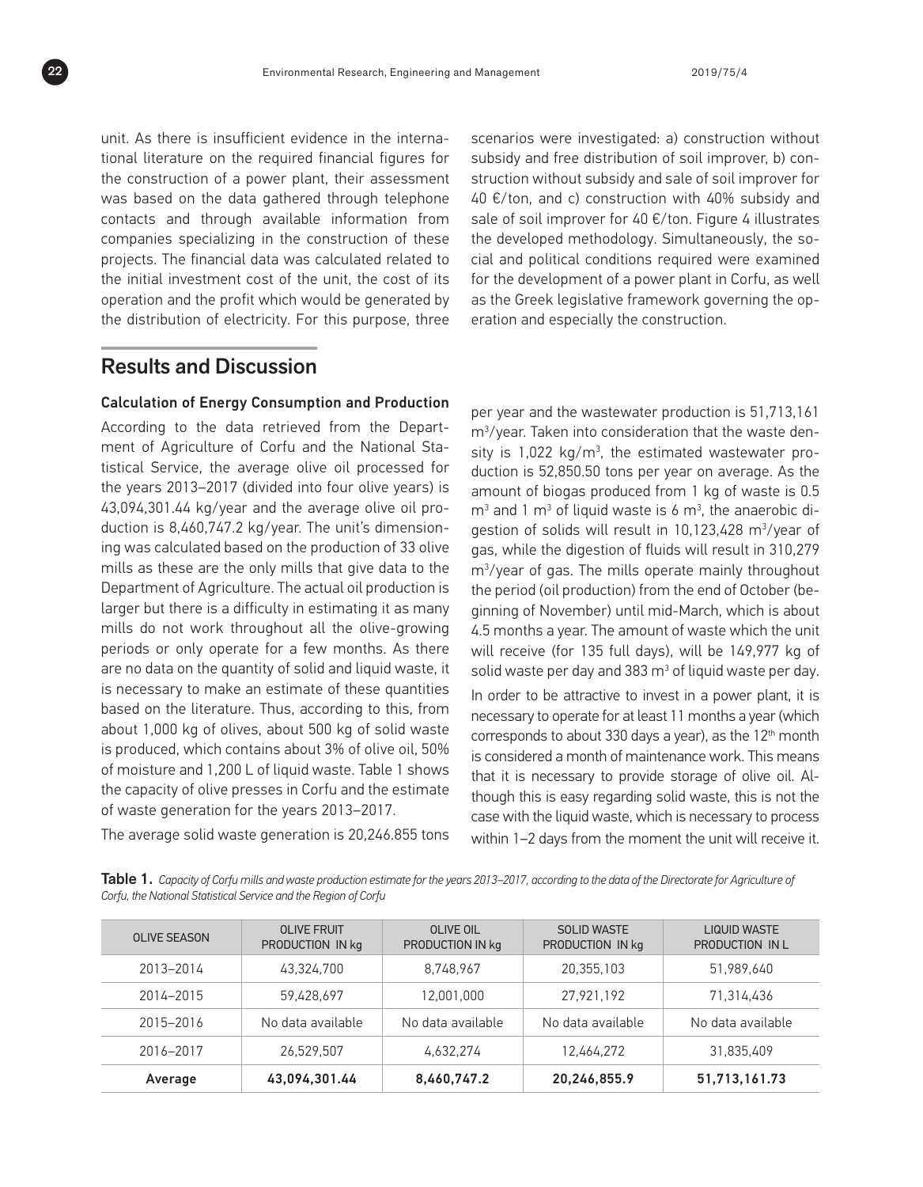unit. As there is insufficient evidence in the international literature on the required financial figures for the construction of a power plant, their assessment was based on the data gathered through telephone contacts and through available information from companies specializing in the construction of these projects. The financial data was calculated related to the initial investment cost of the unit, the cost of its operation and the profit which would be generated by the distribution of electricity. For this purpose, three scenarios were investigated: a) construction without subsidy and free distribution of soil improver, b) construction without subsidy and sale of soil improver for 40 €/ton, and c) construction with 40% subsidy and sale of soil improver for 40 €/ton. Figure 4 illustrates the developed methodology. Simultaneously, the social and political conditions required were examined for the development of a power plant in Corfu, as well as the Greek legislative framework governing the operation and especially the construction.

## Results and Discussion

### Calculation of Energy Consumption and Production

According to the data retrieved from the Department of Agriculture of Corfu and the National Statistical Service, the average olive oil processed for the years 2013–2017 (divided into four olive years) is 43,094,301.44 kg/year and the average olive oil production is 8,460,747.2 kg/year. The unit's dimensioning was calculated based on the production of 33 olive mills as these are the only mills that give data to the Department of Agriculture. The actual oil production is larger but there is a difficulty in estimating it as many mills do not work throughout all the olive-growing periods or only operate for a few months. As there are no data on the quantity of solid and liquid waste, it is necessary to make an estimate of these quantities based on the literature. Thus, according to this, from about 1,000 kg of olives, about 500 kg of solid waste is produced, which contains about 3% of olive oil, 50% of moisture and 1,200 L of liquid waste. Table 1 shows the capacity of olive presses in Corfu and the estimate of waste generation for the years 2013–2017.

The average solid waste generation is 20,246.855 tons per year and the wastewater production is 51,713,161 $m^3$/year. Taken into consideration that the waste density is 1,022 kg/$m^3$, the estimated wastewater production is 52,850.50 tons per year on average. As the amount of biogas produced from 1 kg of waste is 0.5 $m^3$ and 1 $m^3$ of liquid waste is 6 $m^3$, the anaerobic digestion of solids will result in 10,123,428 $m^3$/year of gas, while the digestion of fluids will result in 310,279 $m^3$/year of gas. The mills operate mainly throughout the period (oil production) from the end of October (beginning of November) until mid-March, which is about 4.5 months a year. The amount of waste which the unit will receive (for 135 full days), will be 149,977 kg of solid waste per day and 383 $m^3$ of liquid waste per day.

In order to be attractive to invest in a power plant, it is necessary to operate for at least 11 months a year (which corresponds to about 330 days a year), as the 12th month is considered a month of maintenance work. This means that it is necessary to provide storage of olive oil. Although this is easy regarding solid waste, this is not the case with the liquid waste, which is necessary to process within 1–2 days from the moment the unit will receive it.

**Table 1.** *Capacity of Corfu mills and waste production estimate for the years 2013–2017, according to the data of the Directorate for Agriculture of Corfu, the National Statistical Service and the Region of Corfu*

| OLIVE SEASON | OLIVE FRUIT PRODUCTION IN kg | OLIVE OIL PRODUCTION IN kg | SOLID WASTE PRODUCTION IN kg | LIQUID WASTE PRODUCTION IN L |
|---|---|---|---|---|
| 2013–2014 | 43,324,700 | 8,748,967 | 20,355,103 | 51,989,640 |
| 2014–2015 | 59,428,697 | 12,001,000 | 27,921,192 | 71,314,436 |
| 2015–2016 | No data available | No data available | No data available | No data available |
| 2016–2017 | 26,529,507 | 4,632,274 | 12,464,272 | 31,835,409 |
| **Average** | **43,094,301.44** | **8,460,747.2** | **20,246,855.9** | **51,713,161.73** |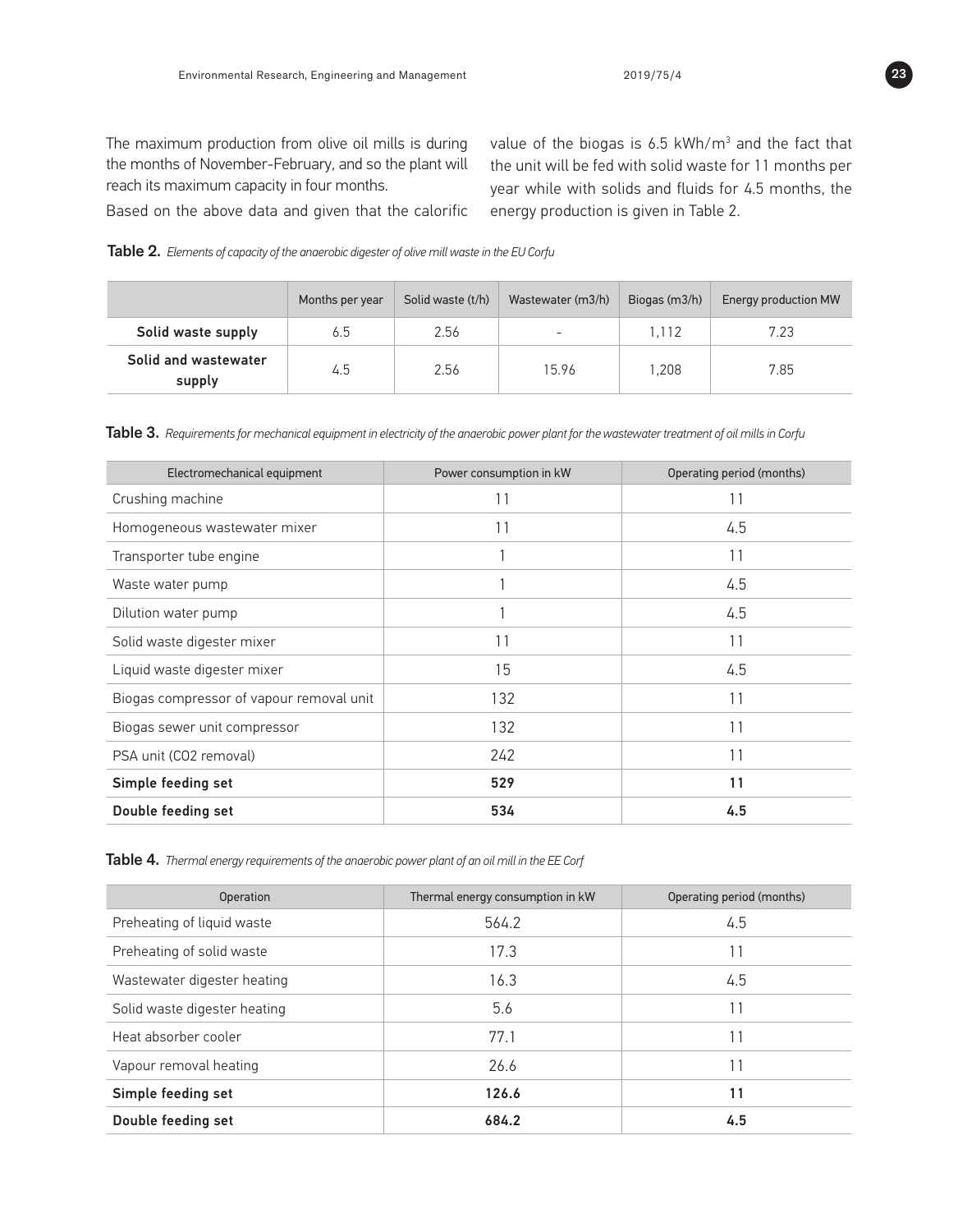The maximum production from olive oil mills is during the months of November-February, and so the plant will reach its maximum capacity in four months.

Based on the above data and given that the calorific value of the biogas is 6.5 kWh/m$^3$ and the fact that the unit will be fed with solid waste for 11 months per year while with solids and fluids for 4.5 months, the energy production is given in Table 2.

**Table 2.** *Elements of capacity of the anaerobic digester of olive mill waste in the EU Corfu*

| | Months per year | Solid waste (t/h) | Wastewater (m3/h) | Biogas (m3/h) | Energy production MW |
|---|---|---|---|---|---|
| **Solid waste supply** | 6.5 | 2.56 | - | 1,112 | 7.23 |
| **Solid and wastewater supply** | 4.5 | 2.56 | 15.96 | 1,208 | 7.85 |

**Table 3.** *Requirements for mechanical equipment in electricity of the anaerobic power plant for the wastewater treatment of oil mills in Corfu*

| Electromechanical equipment | Power consumption in kW | Operating period (months) |
|---|---|---|
| Crushing machine | 11 | 11 |
| Homogeneous wastewater mixer | 11 | 4.5 |
| Transporter tube engine | 1 | 11 |
| Waste water pump | 1 | 4.5 |
| Dilution water pump | 1 | 4.5 |
| Solid waste digester mixer | 11 | 11 |
| Liquid waste digester mixer | 15 | 4.5 |
| Biogas compressor of vapour removal unit | 132 | 11 |
| Biogas sewer unit compressor | 132 | 11 |
| PSA unit (CO2 removal) | 242 | 11 |
| **Simple feeding set** | **529** | **11** |
| **Double feeding set** | **534** | **4.5** |

**Table 4.** *Thermal energy requirements of the anaerobic power plant of an oil mill in the EE Corf*

| Operation | Thermal energy consumption in kW | Operating period (months) |
|---|---|---|
| Preheating of liquid waste | 564.2 | 4.5 |
| Preheating of solid waste | 17.3 | 11 |
| Wastewater digester heating | 16.3 | 4.5 |
| Solid waste digester heating | 5.6 | 11 |
| Heat absorber cooler | 77.1 | 11 |
| Vapour removal heating | 26.6 | 11 |
| **Simple feeding set** | **126.6** | **11** |
| **Double feeding set** | **684.2** | **4.5** |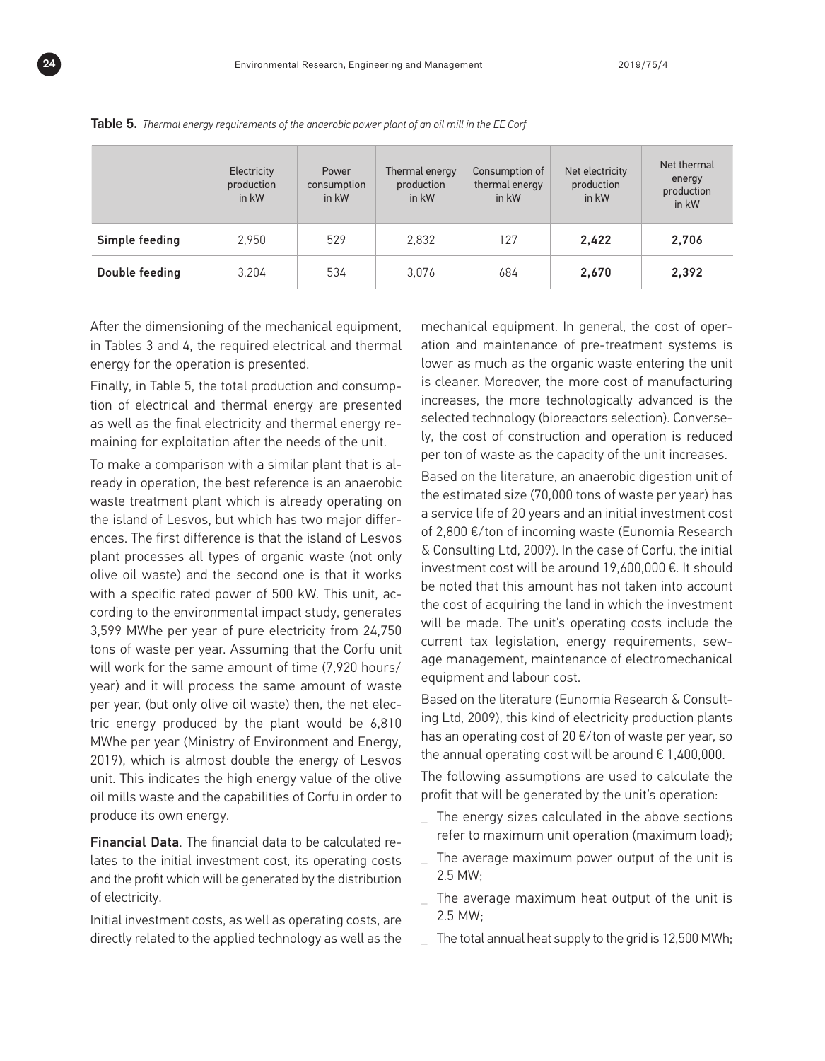**Table 5.** *Thermal energy requirements of the anaerobic power plant of an oil mill in the EE Corf*

| | Electricity production in kW | Power consumption in kW | Thermal energy production in kW | Consumption of thermal energy in kW | Net electricity production in kW | Net thermal energy production in kW |
|---|---|---|---|---|---|---|
| **Simple feeding** | 2,950 | 529 | 2,832 | 127 | **2,422** | **2,706** |
| **Double feeding** | 3,204 | 534 | 3,076 | 684 | **2,670** | **2,392** |

After the dimensioning of the mechanical equipment, in Tables 3 and 4, the required electrical and thermal energy for the operation is presented.

Finally, in Table 5, the total production and consumption of electrical and thermal energy are presented as well as the final electricity and thermal energy remaining for exploitation after the needs of the unit.

To make a comparison with a similar plant that is already in operation, the best reference is an anaerobic waste treatment plant which is already operating on the island of Lesvos, but which has two major differences. The first difference is that the island of Lesvos plant processes all types of organic waste (not only olive oil waste) and the second one is that it works with a specific rated power of 500 kW. This unit, according to the environmental impact study, generates 3,599 MWhe per year of pure electricity from 24,750 tons of waste per year. Assuming that the Corfu unit will work for the same amount of time (7,920 hours/year) and it will process the same amount of waste per year, (but only olive oil waste) then, the net electric energy produced by the plant would be 6,810 MWhe per year (Ministry of Environment and Energy, 2019), which is almost double the energy of Lesvos unit. This indicates the high energy value of the olive oil mills waste and the capabilities of Corfu in order to produce its own energy.

**Financial Data**. The financial data to be calculated relates to the initial investment cost, its operating costs and the profit which will be generated by the distribution of electricity.

Initial investment costs, as well as operating costs, are directly related to the applied technology as well as the mechanical equipment. In general, the cost of operation and maintenance of pre-treatment systems is lower as much as the organic waste entering the unit is cleaner. Moreover, the more cost of manufacturing increases, the more technologically advanced is the selected technology (bioreactors selection). Conversely, the cost of construction and operation is reduced per ton of waste as the capacity of the unit increases.

Based on the literature, an anaerobic digestion unit of the estimated size (70,000 tons of waste per year) has a service life of 20 years and an initial investment cost of 2,800 €/ton of incoming waste (Eunomia Research & Consulting Ltd, 2009). In the case of Corfu, the initial investment cost will be around 19,600,000 €. It should be noted that this amount has not taken into account the cost of acquiring the land in which the investment will be made. The unit's operating costs include the current tax legislation, energy requirements, sewage management, maintenance of electromechanical equipment and labour cost.

Based on the literature (Eunomia Research & Consulting Ltd, 2009), this kind of electricity production plants has an operating cost of 20 €/ton of waste per year, so the annual operating cost will be around € 1,400,000.

The following assumptions are used to calculate the profit that will be generated by the unit's operation:

- The energy sizes calculated in the above sections refer to maximum unit operation (maximum load);
- The average maximum power output of the unit is 2.5 MW;
- The average maximum heat output of the unit is 2.5 MW;
- The total annual heat supply to the grid is 12,500 MWh;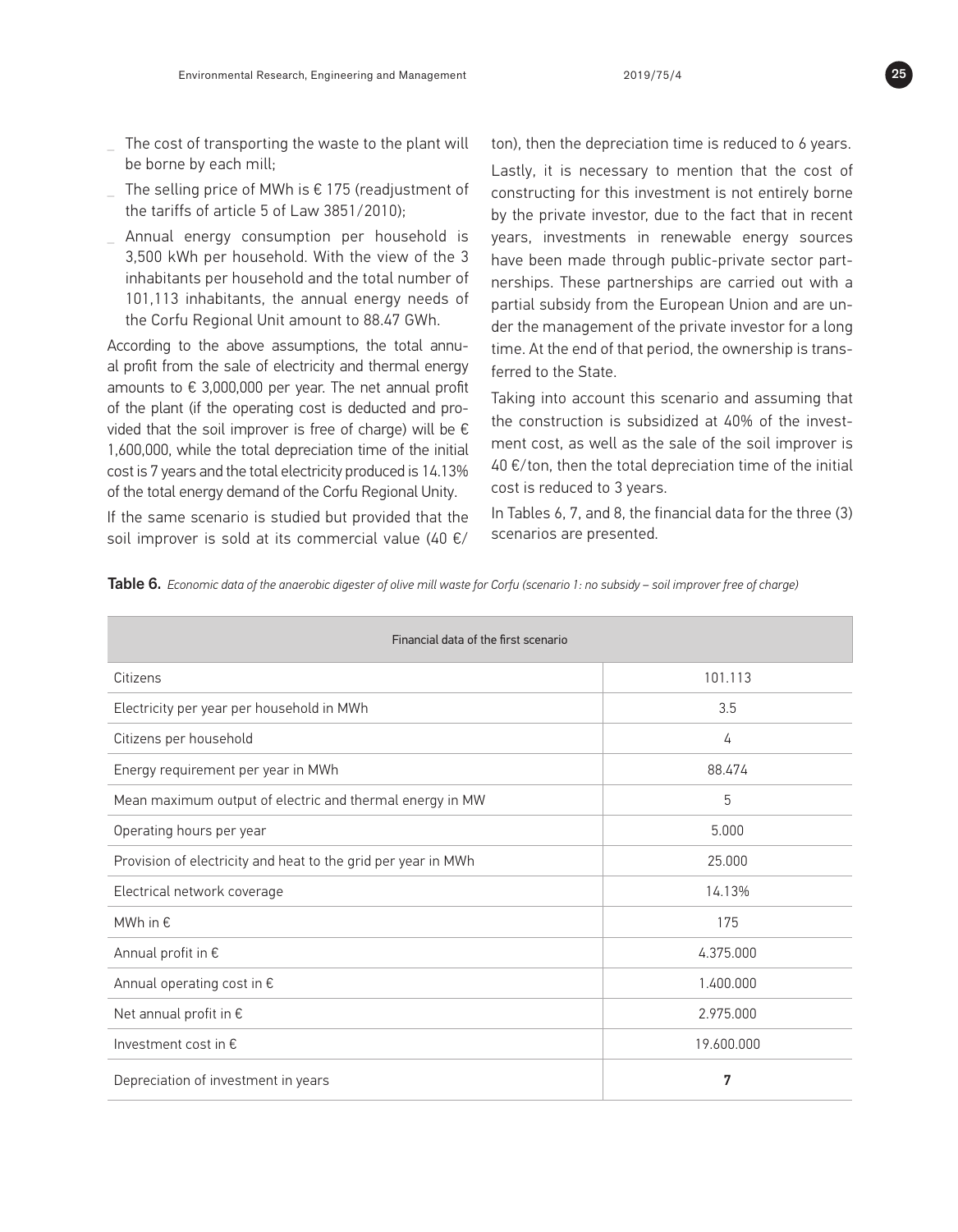- The cost of transporting the waste to the plant will be borne by each mill;
- The selling price of MWh is € 175 (readjustment of the tariffs of article 5 of Law 3851/2010);
- Annual energy consumption per household is 3,500 kWh per household. With the view of the 3 inhabitants per household and the total number of 101,113 inhabitants, the annual energy needs of the Corfu Regional Unit amount to 88.47 GWh.

According to the above assumptions, the total annual profit from the sale of electricity and thermal energy amounts to € 3,000,000 per year. The net annual profit of the plant (if the operating cost is deducted and provided that the soil improver is free of charge) will be € 1,600,000, while the total depreciation time of the initial cost is 7 years and the total electricity produced is 14.13% of the total energy demand of the Corfu Regional Unity.

If the same scenario is studied but provided that the soil improver is sold at its commercial value (40 €/ton), then the depreciation time is reduced to 6 years.

Lastly, it is necessary to mention that the cost of constructing for this investment is not entirely borne by the private investor, due to the fact that in recent years, investments in renewable energy sources have been made through public-private sector partnerships. These partnerships are carried out with a partial subsidy from the European Union and are under the management of the private investor for a long time. At the end of that period, the ownership is transferred to the State.

Taking into account this scenario and assuming that the construction is subsidized at 40% of the investment cost, as well as the sale of the soil improver is 40 €/ton, then the total depreciation time of the initial cost is reduced to 3 years.

In Tables 6, 7, and 8, the financial data for the three (3) scenarios are presented.

**Table 6.** *Economic data of the anaerobic digester of olive mill waste for Corfu (scenario 1: no subsidy – soil improver free of charge)*

| Financial data of the first scenario | |
|---|---|
| Citizens | 101.113 |
| Electricity per year per household in MWh | 3.5 |
| Citizens per household | 4 |
| Energy requirement per year in MWh | 88.474 |
| Mean maximum output of electric and thermal energy in MW | 5 |
| Operating hours per year | 5.000 |
| Provision of electricity and heat to the grid per year in MWh | 25.000 |
| Electrical network coverage | 14.13% |
| MWh in € | 175 |
| Annual profit in € | 4.375.000 |
| Annual operating cost in € | 1.400.000 |
| Net annual profit in € | 2.975.000 |
| Investment cost in € | 19.600.000 |
| Depreciation of investment in years | **7** |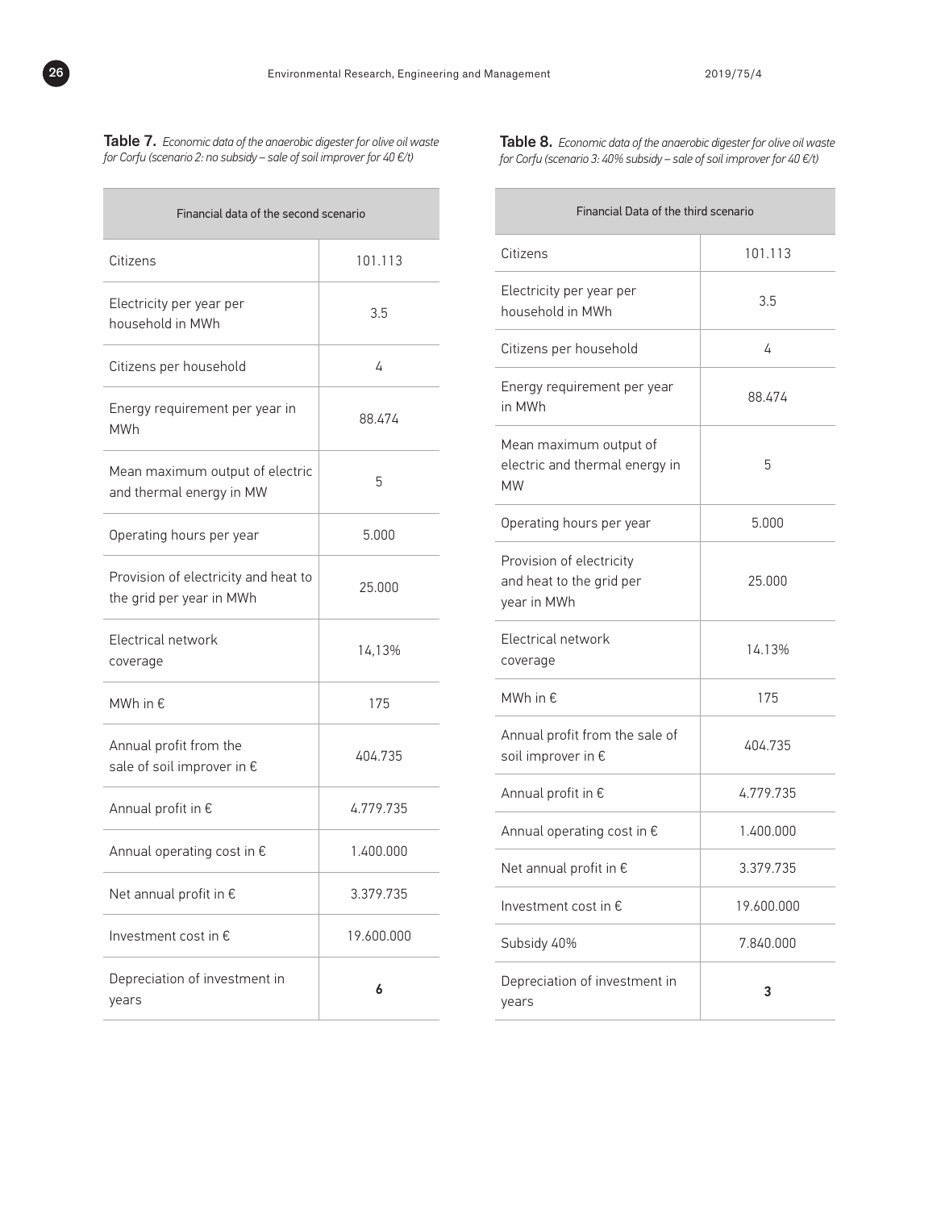**Table 7.** *Economic data of the anaerobic digester for olive oil waste for Corfu (scenario 2: no subsidy – sale of soil improver for 40 €/t)*

| Financial data of the second scenario | |
|---|---|
| Citizens | 101.113 |
| Electricity per year per household in MWh | 3.5 |
| Citizens per household | 4 |
| Energy requirement per year in MWh | 88.474 |
| Mean maximum output of electric and thermal energy in MW | 5 |
| Operating hours per year | 5.000 |
| Provision of electricity and heat to the grid per year in MWh | 25.000 |
| Electrical network coverage | 14,13% |
| MWh in € | 175 |
| Annual profit from the sale of soil improver in € | 404.735 |
| Annual profit in € | 4.779.735 |
| Annual operating cost in € | 1.400.000 |
| Net annual profit in € | 3.379.735 |
| Investment cost in € | 19.600.000 |
| Depreciation of investment in years | **6** |

**Table 8.** *Economic data of the anaerobic digester for olive oil waste for Corfu (scenario 3: 40% subsidy – sale of soil improver for 40 €/t)*

| Financial Data of the third scenario | |
|---|---|
| Citizens | 101.113 |
| Electricity per year per household in MWh | 3.5 |
| Citizens per household | 4 |
| Energy requirement per year in MWh | 88.474 |
| Mean maximum output of electric and thermal energy in MW | 5 |
| Operating hours per year | 5.000 |
| Provision of electricity and heat to the grid per year in MWh | 25.000 |
| Electrical network coverage | 14.13% |
| MWh in € | 175 |
| Annual profit from the sale of soil improver in € | 404.735 |
| Annual profit in € | 4.779.735 |
| Annual operating cost in € | 1.400.000 |
| Net annual profit in € | 3.379.735 |
| Investment cost in € | 19.600.000 |
| Subsidy 40% | 7.840.000 |
| Depreciation of investment in years | **3** |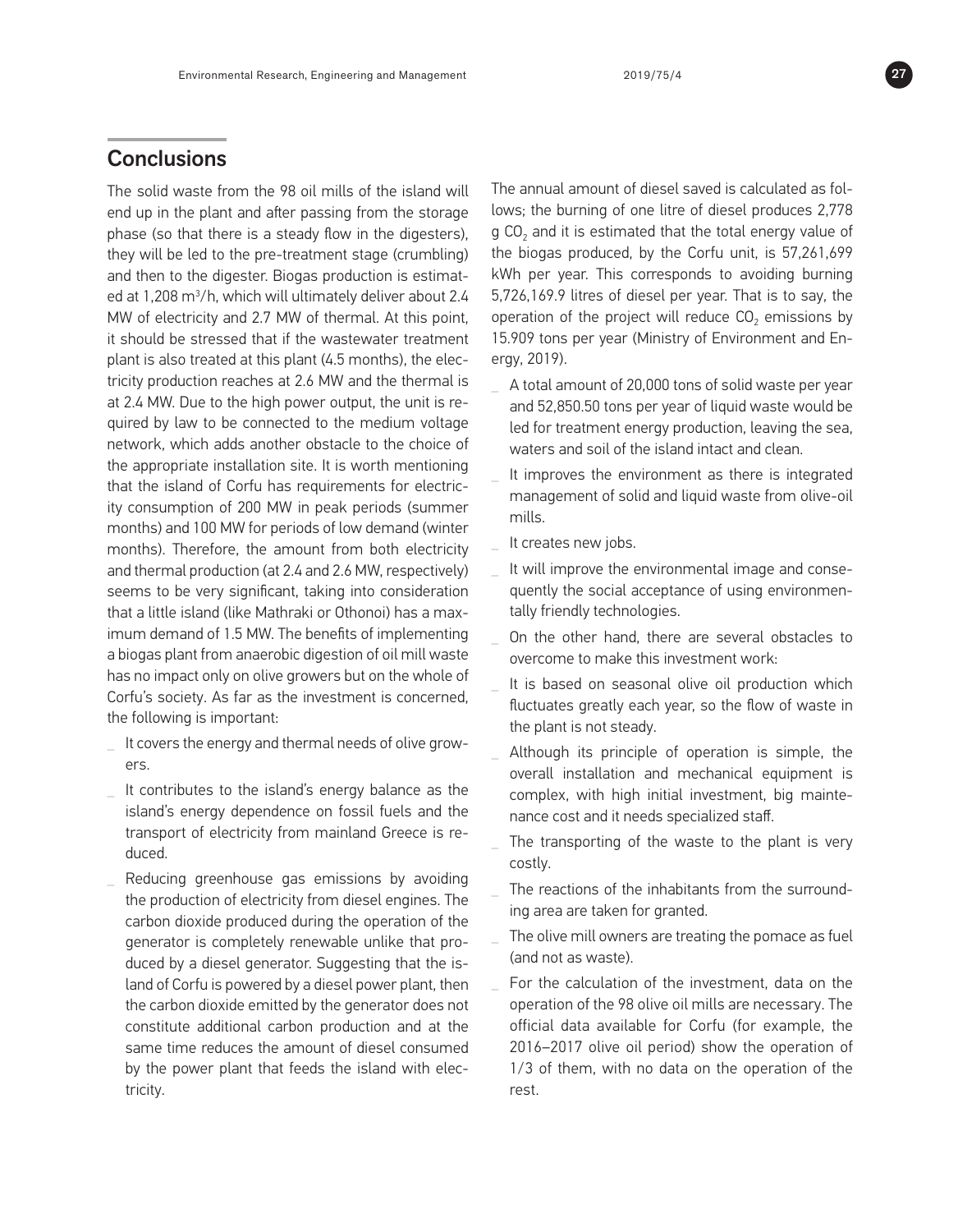## Conclusions

The solid waste from the 98 oil mills of the island will end up in the plant and after passing from the storage phase (so that there is a steady flow in the digesters), they will be led to the pre-treatment stage (crumbling) and then to the digester. Biogas production is estimated at 1,208 $m^3$/h, which will ultimately deliver about 2.4 MW of electricity and 2.7 MW of thermal. At this point, it should be stressed that if the wastewater treatment plant is also treated at this plant (4.5 months), the electricity production reaches at 2.6 MW and the thermal is at 2.4 MW. Due to the high power output, the unit is required by law to be connected to the medium voltage network, which adds another obstacle to the choice of the appropriate installation site. It is worth mentioning that the island of Corfu has requirements for electricity consumption of 200 MW in peak periods (summer months) and 100 MW for periods of low demand (winter months). Therefore, the amount from both electricity and thermal production (at 2.4 and 2.6 MW, respectively) seems to be very significant, taking into consideration that a little island (like Mathraki or Othonoi) has a maximum demand of 1.5 MW. The benefits of implementing a biogas plant from anaerobic digestion of oil mill waste has no impact only on olive growers but on the whole of Corfu's society. As far as the investment is concerned, the following is important:

- It covers the energy and thermal needs of olive growers.
- It contributes to the island's energy balance as the island's energy dependence on fossil fuels and the transport of electricity from mainland Greece is reduced.
- Reducing greenhouse gas emissions by avoiding the production of electricity from diesel engines. The carbon dioxide produced during the operation of the generator is completely renewable unlike that produced by a diesel generator. Suggesting that the island of Corfu is powered by a diesel power plant, then the carbon dioxide emitted by the generator does not constitute additional carbon production and at the same time reduces the amount of diesel consumed by the power plant that feeds the island with electricity.

The annual amount of diesel saved is calculated as follows; the burning of one litre of diesel produces 2,778 g $CO_2$ and it is estimated that the total energy value of the biogas produced, by the Corfu unit, is 57,261,699 kWh per year. This corresponds to avoiding burning 5,726,169.9 litres of diesel per year. That is to say, the operation of the project will reduce $CO_2$ emissions by 15.909 tons per year (Ministry of Environment and Energy, 2019).

- A total amount of 20,000 tons of solid waste per year and 52,850.50 tons per year of liquid waste would be led for treatment energy production, leaving the sea, waters and soil of the island intact and clean.
- It improves the environment as there is integrated management of solid and liquid waste from olive-oil mills.
- It creates new jobs.
- It will improve the environmental image and consequently the social acceptance of using environmentally friendly technologies.
- On the other hand, there are several obstacles to overcome to make this investment work:
- It is based on seasonal olive oil production which fluctuates greatly each year, so the flow of waste in the plant is not steady.
- Although its principle of operation is simple, the overall installation and mechanical equipment is complex, with high initial investment, big maintenance cost and it needs specialized staff.
- The transporting of the waste to the plant is very costly.
- The reactions of the inhabitants from the surrounding area are taken for granted.
- The olive mill owners are treating the pomace as fuel (and not as waste).
- For the calculation of the investment, data on the operation of the 98 olive oil mills are necessary. The official data available for Corfu (for example, the 2016–2017 olive oil period) show the operation of 1/3 of them, with no data on the operation of the rest.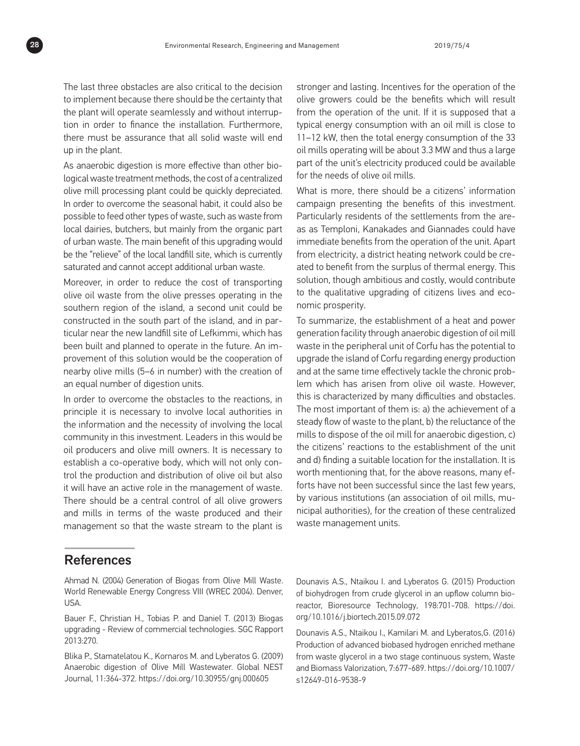The last three obstacles are also critical to the decision to implement because there should be the certainty that the plant will operate seamlessly and without interruption in order to finance the installation. Furthermore, there must be assurance that all solid waste will end up in the plant.

As anaerobic digestion is more effective than other biological waste treatment methods, the cost of a centralized olive mill processing plant could be quickly depreciated. In order to overcome the seasonal habit, it could also be possible to feed other types of waste, such as waste from local dairies, butchers, but mainly from the organic part of urban waste. The main benefit of this upgrading would be the "relieve" of the local landfill site, which is currently saturated and cannot accept additional urban waste.

Moreover, in order to reduce the cost of transporting olive oil waste from the olive presses operating in the southern region of the island, a second unit could be constructed in the south part of the island, and in particular near the new landfill site of Lefkimmi, which has been built and planned to operate in the future. An improvement of this solution would be the cooperation of nearby olive mills (5–6 in number) with the creation of an equal number of digestion units.

In order to overcome the obstacles to the reactions, in principle it is necessary to involve local authorities in the information and the necessity of involving the local community in this investment. Leaders in this would be oil producers and olive mill owners. It is necessary to establish a co-operative body, which will not only control the production and distribution of olive oil but also it will have an active role in the management of waste. There should be a central control of all olive growers and mills in terms of the waste produced and their management so that the waste stream to the plant is stronger and lasting. Incentives for the operation of the olive growers could be the benefits which will result from the operation of the unit. If it is supposed that a typical energy consumption with an oil mill is close to 11–12 kW, then the total energy consumption of the 33 oil mills operating will be about 3.3 MW and thus a large part of the unit's electricity produced could be available for the needs of olive oil mills.

What is more, there should be a citizens' information campaign presenting the benefits of this investment. Particularly residents of the settlements from the areas as Temploni, Kanakades and Giannades could have immediate benefits from the operation of the unit. Apart from electricity, a district heating network could be created to benefit from the surplus of thermal energy. This solution, though ambitious and costly, would contribute to the qualitative upgrading of citizens lives and economic prosperity.

To summarize, the establishment of a heat and power generation facility through anaerobic digestion of oil mill waste in the peripheral unit of Corfu has the potential to upgrade the island of Corfu regarding energy production and at the same time effectively tackle the chronic problem which has arisen from olive oil waste. However, this is characterized by many difficulties and obstacles. The most important of them is: a) the achievement of a steady flow of waste to the plant, b) the reluctance of the mills to dispose of the oil mill for anaerobic digestion, c) the citizens' reactions to the establishment of the unit and d) finding a suitable location for the installation. It is worth mentioning that, for the above reasons, many efforts have not been successful since the last few years, by various institutions (an association of oil mills, municipal authorities), for the creation of these centralized waste management units.

## References

Ahmad N. (2004) Generation of Biogas from Olive Mill Waste. World Renewable Energy Congress VIII (WREC 2004). Denver, USA.

Bauer F., Christian H., Tobias P. and Daniel T. (2013) Biogas upgrading - Review of commercial technologies. SGC Rapport 2013:270.

Blika P., Stamatelatou K., Kornaros M. and Lyberatos G. (2009) Anaerobic digestion of Olive Mill Wastewater. Global NEST Journal, 11:364-372. https://doi.org/10.30955/gnj.000605

Dounavis A.S., Ntaikou I. and Lyberatos G. (2015) Production of biohydrogen from crude glycerol in an upflow column bioreactor, Bioresource Technology, 198:701-708. https://doi.org/10.1016/j.biortech.2015.09.072

Dounavis A.S., Ntaikou I., Kamilari M. and Lyberatos,G. (2016) Production of advanced biobased hydrogen enriched methane from waste glycerol in a two stage continuous system, Waste and Biomass Valorization, 7:677-689. https://doi.org/10.1007/s12649-016-9538-9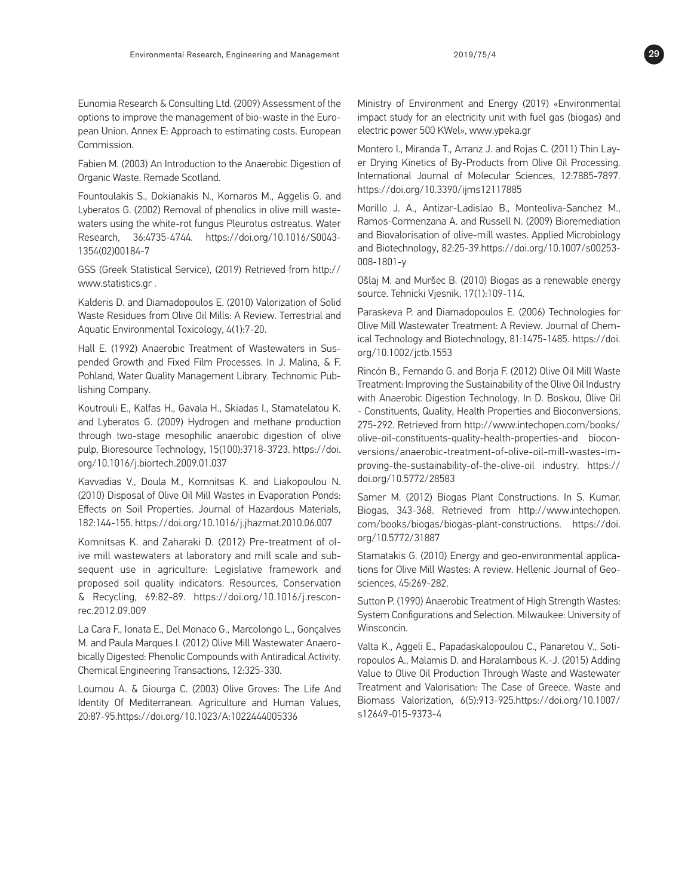Eunomia Research & Consulting Ltd. (2009) Assessment of the options to improve the management of bio-waste in the European Union. Annex E: Approach to estimating costs. European Commission.

Fabien M. (2003) An Introduction to the Anaerobic Digestion of Organic Waste. Remade Scotland.

Fountoulakis S., Dokianakis N., Kornaros M., Aggelis G. and Lyberatos G. (2002) Removal of phenolics in olive mill wastewaters using the white-rot fungus Pleurotus ostreatus. Water Research, 36:4735-4744. https://doi.org/10.1016/S0043-1354(02)00184-7

GSS (Greek Statistical Service), (2019) Retrieved from http://www.statistics.gr .

Kalderis D. and Diamadopoulos E. (2010) Valorization of Solid Waste Residues from Olive Oil Mills: A Review. Terrestrial and Aquatic Environmental Toxicology, 4(1):7-20.

Hall E. (1992) Anaerobic Treatment of Wastewaters in Suspended Growth and Fixed Film Processes. In J. Malina, & F. Pohland, Water Quality Management Library. Technomic Publishing Company.

Koutrouli E., Kalfas H., Gavala H., Skiadas I., Stamatelatou K. and Lyberatos G. (2009) Hydrogen and methane production through two-stage mesophilic anaerobic digestion of olive pulp. Bioresource Technology, 15(100):3718-3723. https://doi.org/10.1016/j.biortech.2009.01.037

Kavvadias V., Doula M., Komnitsas K. and Liakopoulou N. (2010) Disposal of Olive Oil Mill Wastes in Evaporation Ponds: Effects on Soil Properties. Journal of Hazardous Materials, 182:144-155. https://doi.org/10.1016/j.jhazmat.2010.06.007

Komnitsas K. and Zaharaki D. (2012) Pre-treatment of olive mill wastewaters at laboratory and mill scale and subsequent use in agriculture: Legislative framework and proposed soil quality indicators. Resources, Conservation & Recycling, 69:82-89. https://doi.org/10.1016/j.resconrec.2012.09.009

La Cara F., Ionata E., Del Monaco G., Marcolongo L., Gonçalves M. and Paula Marques I. (2012) Olive Mill Wastewater Anaerobically Digested: Phenolic Compounds with Antiradical Activity. Chemical Engineering Transactions, 12:325-330.

Loumou A. & Giourga C. (2003) Olive Groves: The Life And Identity Of Mediterranean. Agriculture and Human Values, 20:87-95.https://doi.org/10.1023/A:1022444005336

Ministry of Environment and Energy (2019) «Environmental impact study for an electricity unit with fuel gas (biogas) and electric power 500 KWel», www.ypeka.gr

Montero I., Miranda T., Arranz J. and Rojas C. (2011) Thin Layer Drying Kinetics of By-Products from Olive Oil Processing. International Journal of Molecular Sciences, 12:7885-7897. https://doi.org/10.3390/ijms12117885

Morillo J. A., Antizar-Ladislao B., Monteoliva-Sanchez M., Ramos-Cormenzana A. and Russell N. (2009) Bioremediation and Biovalorisation of olive-mill wastes. Applied Microbiology and Biotechnology, 82:25-39.https://doi.org/10.1007/s00253-008-1801-y

Ošlaj M. and Muršec B. (2010) Biogas as a renewable energy source. Tehnicki Vjesnik, 17(1):109-114.

Paraskeva P. and Diamadopoulos E. (2006) Technologies for Olive Mill Wastewater Treatment: A Review. Journal of Chemical Technology and Biotechnology, 81:1475-1485. https://doi.org/10.1002/jctb.1553

Rincón B., Fernando G. and Borja F. (2012) Olive Oil Mill Waste Treatment: Improving the Sustainability of the Olive Oil Industry with Anaerobic Digestion Technology. In D. Boskou, Olive Oil - Constituents, Quality, Health Properties and Bioconversions, 275-292. Retrieved from http://www.intechopen.com/books/olive-oil-constituents-quality-health-properties-and bioconversions/anaerobic-treatment-of-olive-oil-mill-wastes-improving-the-sustainability-of-the-olive-oil industry. https://doi.org/10.5772/28583

Samer M. (2012) Biogas Plant Constructions. In S. Kumar, Biogas, 343-368. Retrieved from http://www.intechopen.com/books/biogas/biogas-plant-constructions. https://doi.org/10.5772/31887

Stamatakis G. (2010) Energy and geo-environmental applications for Olive Mill Wastes: A review. Hellenic Journal of Geosciences, 45:269-282.

Sutton P. (1990) Anaerobic Treatment of High Strength Wastes: System Configurations and Selection. Milwaukee: University of Winsconcin.

Valta K., Aggeli E., Papadaskalopoulou C., Panaretou V., Sotiropoulos A., Malamis D. and Haralambous K.-J. (2015) Adding Value to Olive Oil Production Through Waste and Wastewater Treatment and Valorisation: The Case of Greece. Waste and Biomass Valorization, 6(5):913-925.https://doi.org/10.1007/s12649-015-9373-4